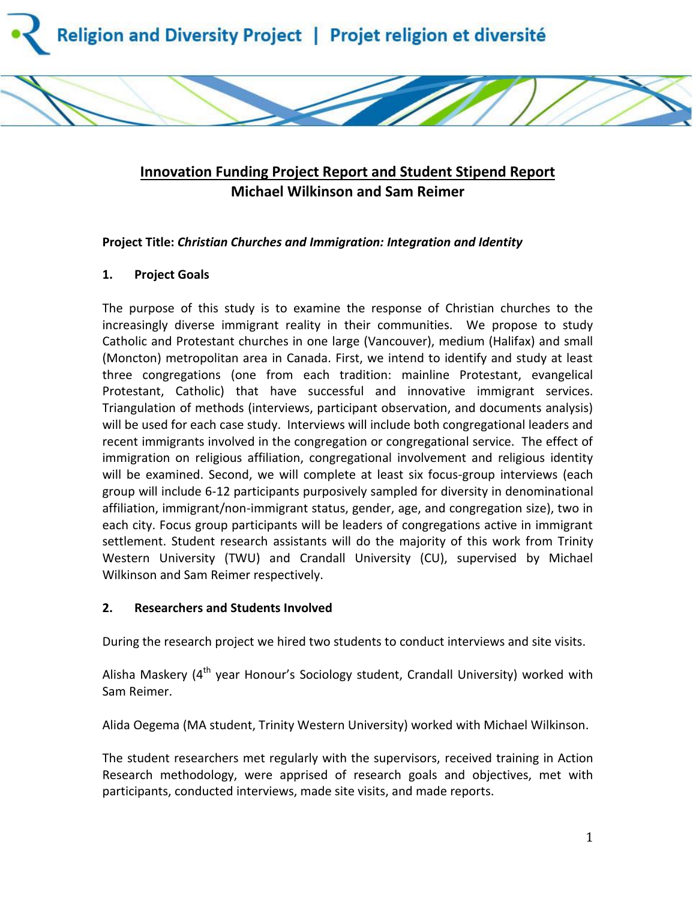Religion and Diversity Project | Projet religion et diversité

# Innovation Funding Project Report and Student Stipend Report

**Michael Wilkinson and Sam Reimer**

**Project Title:** ***Christian Churches and Immigration: Integration and Identity***

## 1. Project Goals

The purpose of this study is to examine the response of Christian churches to the increasingly diverse immigrant reality in their communities. We propose to study Catholic and Protestant churches in one large (Vancouver), medium (Halifax) and small (Moncton) metropolitan area in Canada. First, we intend to identify and study at least three congregations (one from each tradition: mainline Protestant, evangelical Protestant, Catholic) that have successful and innovative immigrant services. Triangulation of methods (interviews, participant observation, and documents analysis) will be used for each case study. Interviews will include both congregational leaders and recent immigrants involved in the congregation or congregational service. The effect of immigration on religious affiliation, congregational involvement and religious identity will be examined. Second, we will complete at least six focus-group interviews (each group will include 6-12 participants purposively sampled for diversity in denominational affiliation, immigrant/non-immigrant status, gender, age, and congregation size), two in each city. Focus group participants will be leaders of congregations active in immigrant settlement. Student research assistants will do the majority of this work from Trinity Western University (TWU) and Crandall University (CU), supervised by Michael Wilkinson and Sam Reimer respectively.

## 2. Researchers and Students Involved

During the research project we hired two students to conduct interviews and site visits.

Alisha Maskery (4th year Honour's Sociology student, Crandall University) worked with Sam Reimer.

Alida Oegema (MA student, Trinity Western University) worked with Michael Wilkinson.

The student researchers met regularly with the supervisors, received training in Action Research methodology, were apprised of research goals and objectives, met with participants, conducted interviews, made site visits, and made reports.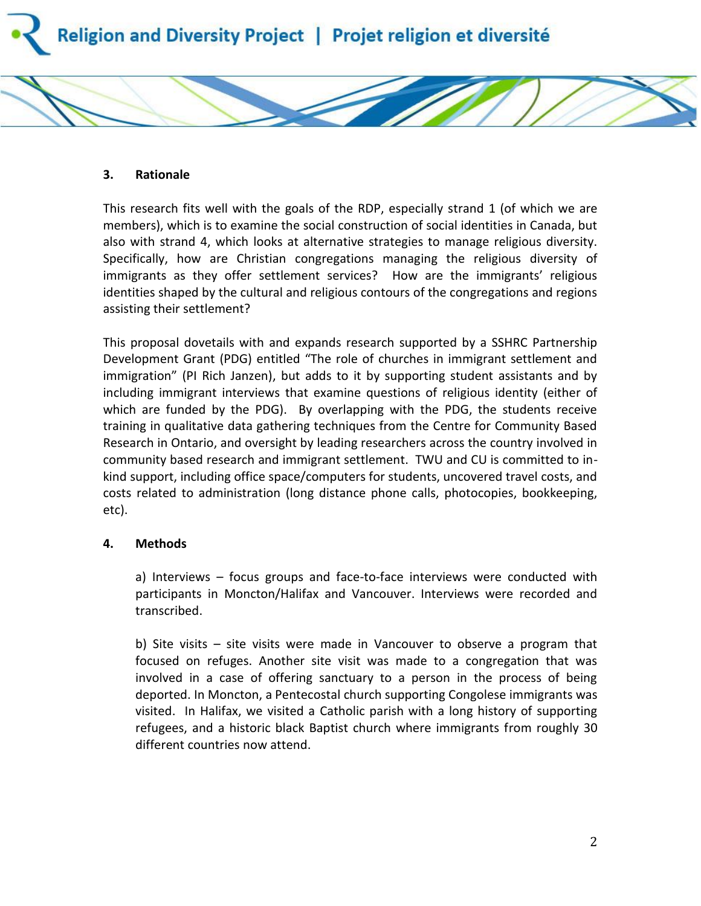## 3. Rationale

This research fits well with the goals of the RDP, especially strand 1 (of which we are members), which is to examine the social construction of social identities in Canada, but also with strand 4, which looks at alternative strategies to manage religious diversity. Specifically, how are Christian congregations managing the religious diversity of immigrants as they offer settlement services? How are the immigrants' religious identities shaped by the cultural and religious contours of the congregations and regions assisting their settlement?

This proposal dovetails with and expands research supported by a SSHRC Partnership Development Grant (PDG) entitled "The role of churches in immigrant settlement and immigration" (PI Rich Janzen), but adds to it by supporting student assistants and by including immigrant interviews that examine questions of religious identity (either of which are funded by the PDG). By overlapping with the PDG, the students receive training in qualitative data gathering techniques from the Centre for Community Based Research in Ontario, and oversight by leading researchers across the country involved in community based research and immigrant settlement. TWU and CU is committed to in-kind support, including office space/computers for students, uncovered travel costs, and costs related to administration (long distance phone calls, photocopies, bookkeeping, etc).

## 4. Methods

a) Interviews – focus groups and face-to-face interviews were conducted with participants in Moncton/Halifax and Vancouver. Interviews were recorded and transcribed.

b) Site visits – site visits were made in Vancouver to observe a program that focused on refuges. Another site visit was made to a congregation that was involved in a case of offering sanctuary to a person in the process of being deported. In Moncton, a Pentecostal church supporting Congolese immigrants was visited. In Halifax, we visited a Catholic parish with a long history of supporting refugees, and a historic black Baptist church where immigrants from roughly 30 different countries now attend.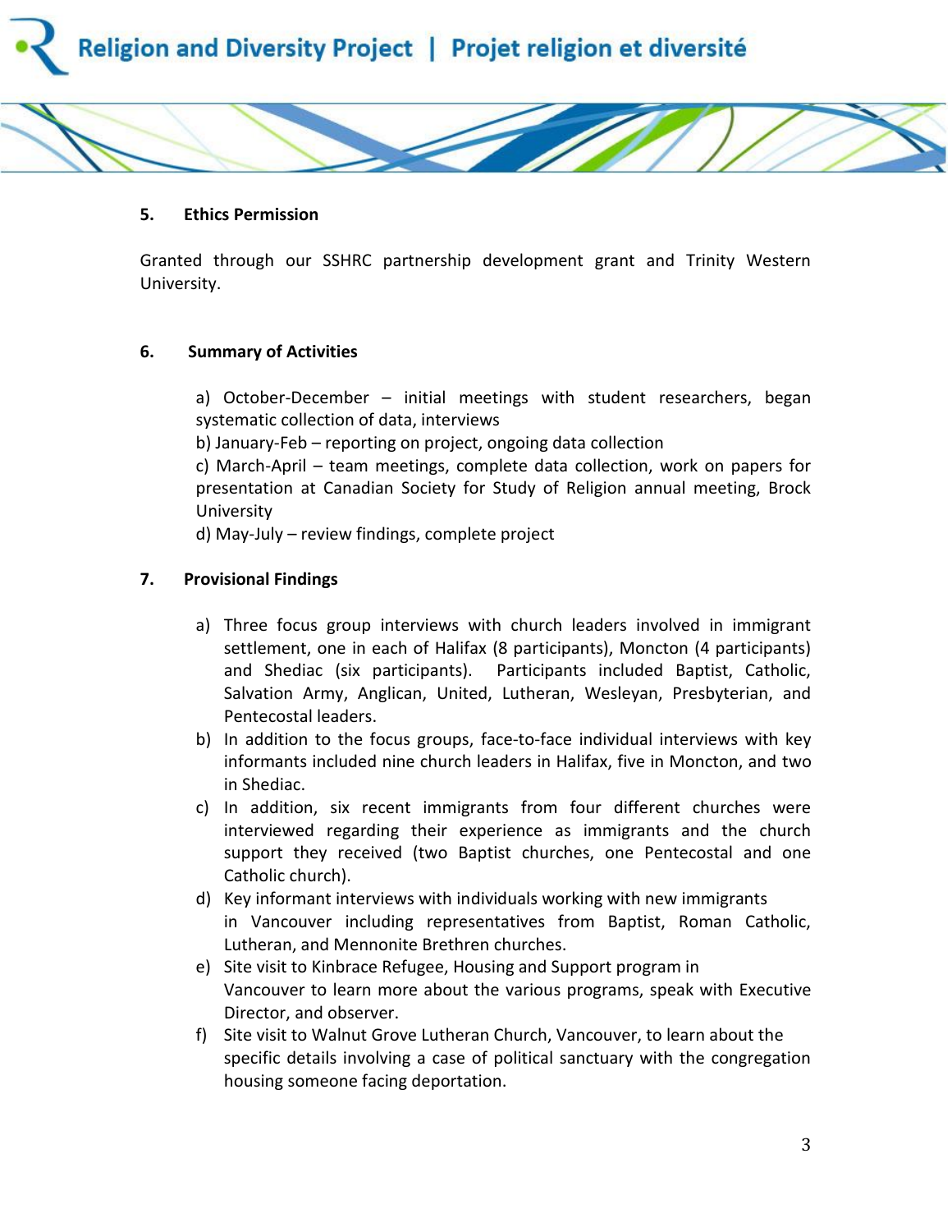## 5. Ethics Permission

Granted through our SSHRC partnership development grant and Trinity Western University.

## 6. Summary of Activities

a) October-December – initial meetings with student researchers, began systematic collection of data, interviews
b) January-Feb – reporting on project, ongoing data collection
c) March-April – team meetings, complete data collection, work on papers for presentation at Canadian Society for Study of Religion annual meeting, Brock University
d) May-July – review findings, complete project

## 7. Provisional Findings

a) Three focus group interviews with church leaders involved in immigrant settlement, one in each of Halifax (8 participants), Moncton (4 participants) and Shediac (six participants). Participants included Baptist, Catholic, Salvation Army, Anglican, United, Lutheran, Wesleyan, Presbyterian, and Pentecostal leaders.
b) In addition to the focus groups, face-to-face individual interviews with key informants included nine church leaders in Halifax, five in Moncton, and two in Shediac.
c) In addition, six recent immigrants from four different churches were interviewed regarding their experience as immigrants and the church support they received (two Baptist churches, one Pentecostal and one Catholic church).
d) Key informant interviews with individuals working with new immigrants in Vancouver including representatives from Baptist, Roman Catholic, Lutheran, and Mennonite Brethren churches.
e) Site visit to Kinbrace Refugee, Housing and Support program in Vancouver to learn more about the various programs, speak with Executive Director, and observer.
f) Site visit to Walnut Grove Lutheran Church, Vancouver, to learn about the specific details involving a case of political sanctuary with the congregation housing someone facing deportation.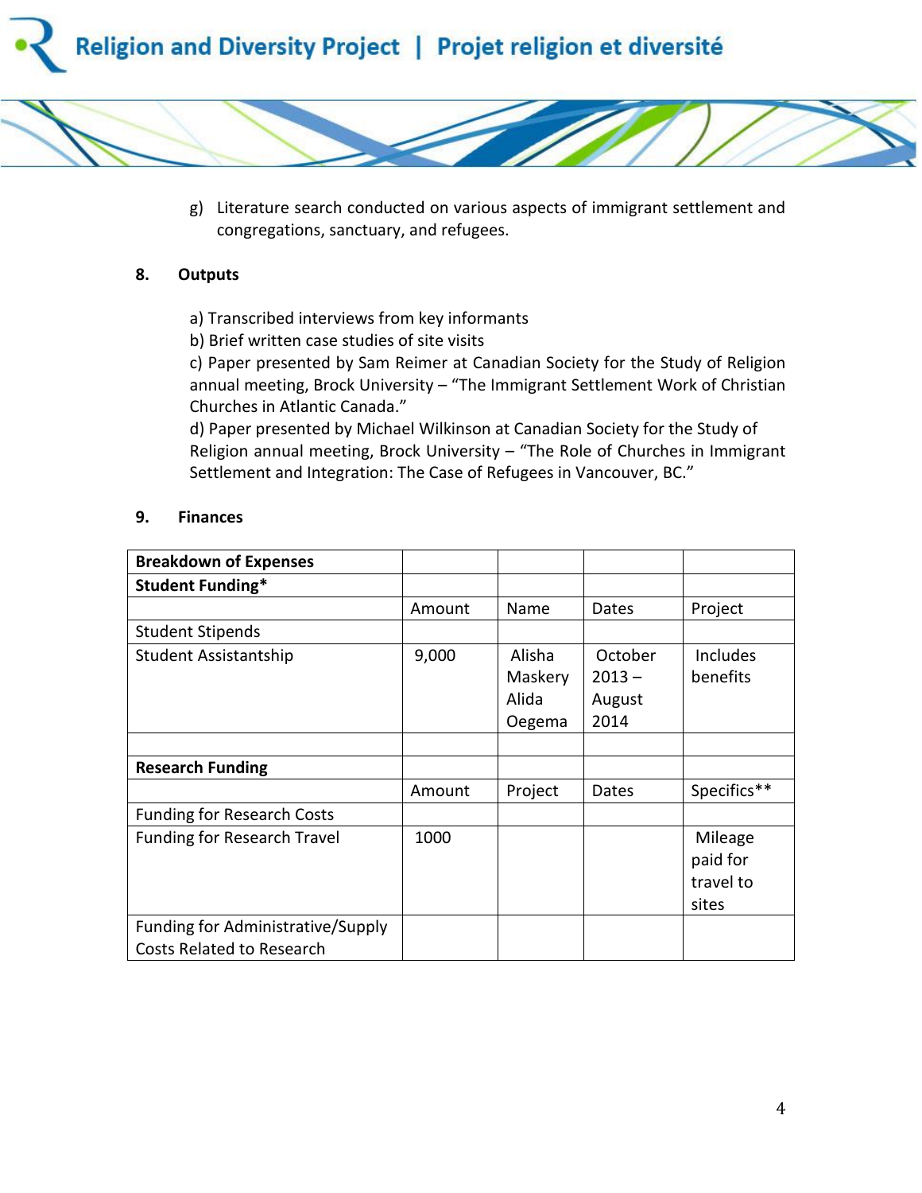g) Literature search conducted on various aspects of immigrant settlement and congregations, sanctuary, and refugees.

## 8. Outputs

a) Transcribed interviews from key informants
b) Brief written case studies of site visits
c) Paper presented by Sam Reimer at Canadian Society for the Study of Religion annual meeting, Brock University – "The Immigrant Settlement Work of Christian Churches in Atlantic Canada."
d) Paper presented by Michael Wilkinson at Canadian Society for the Study of Religion annual meeting, Brock University – "The Role of Churches in Immigrant Settlement and Integration: The Case of Refugees in Vancouver, BC."

## 9. Finances

| **Breakdown of Expenses** | | | | |
|---|---|---|---|---|
| **Student Funding*** | | | | |
| | Amount | Name | Dates | Project |
| Student Stipends | | | | |
| Student Assistantship | 9,000 | Alisha Maskery Alida Oegema | October 2013 – August 2014 | Includes benefits |
| | | | | |
| **Research Funding** | | | | |
| | Amount | Project | Dates | Specifics** |
| Funding for Research Costs | | | | |
| Funding for Research Travel | 1000 | | | Mileage paid for travel to sites |
| Funding for Administrative/Supply Costs Related to Research | | | | |